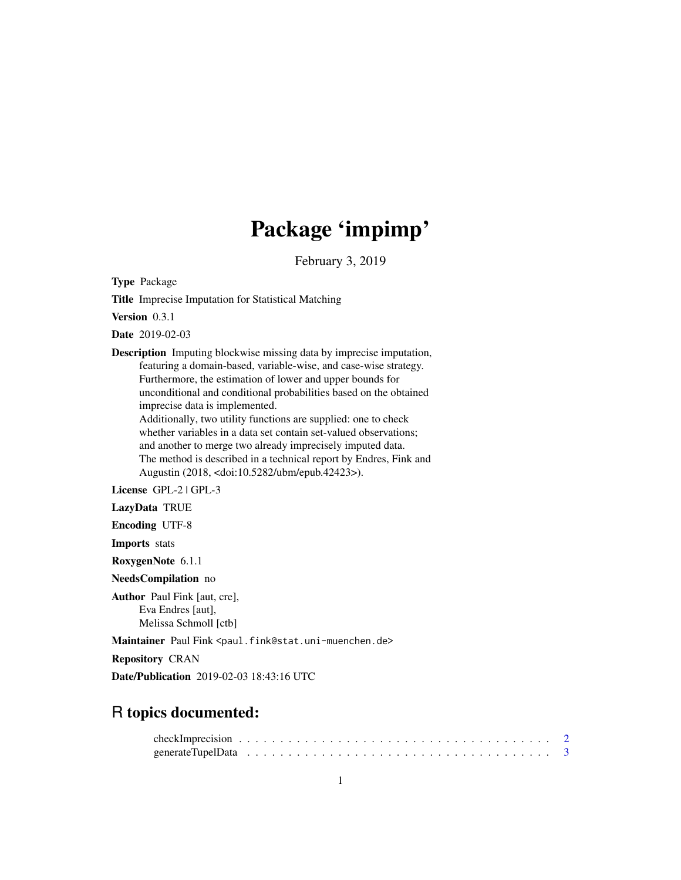# Package 'impimp'

February 3, 2019

**Type** Package

**Title** Imprecise Imputation for Statistical Matching

**Version** 0.3.1

**Date** 2019-02-03

**Description** Imputing blockwise missing data by imprecise imputation, featuring a domain-based, variable-wise, and case-wise strategy. Furthermore, the estimation of lower and upper bounds for unconditional and conditional probabilities based on the obtained imprecise data is implemented.
Additionally, two utility functions are supplied: one to check whether variables in a data set contain set-valued observations; and another to merge two already imprecisely imputed data.
The method is described in a technical report by Endres, Fink and Augustin (2018, <doi:10.5282/ubm/epub.42423>).

**License** GPL-2 | GPL-3

**LazyData** TRUE

**Encoding** UTF-8

**Imports** stats

**RoxygenNote** 6.1.1

**NeedsCompilation** no

**Author** Paul Fink [aut, cre],
Eva Endres [aut],
Melissa Schmoll [ctb]

**Maintainer** Paul Fink <paul.fink@stat.uni-muenchen.de>

**Repository** CRAN

**Date/Publication** 2019-02-03 18:43:16 UTC

## R topics documented:

checkImprecision . . . . . . . . . . . . . . . . . . . . . . . . . . . . . . . . . . . . . . . 2
generateTupelData . . . . . . . . . . . . . . . . . . . . . . . . . . . . . . . . . . . . . . 3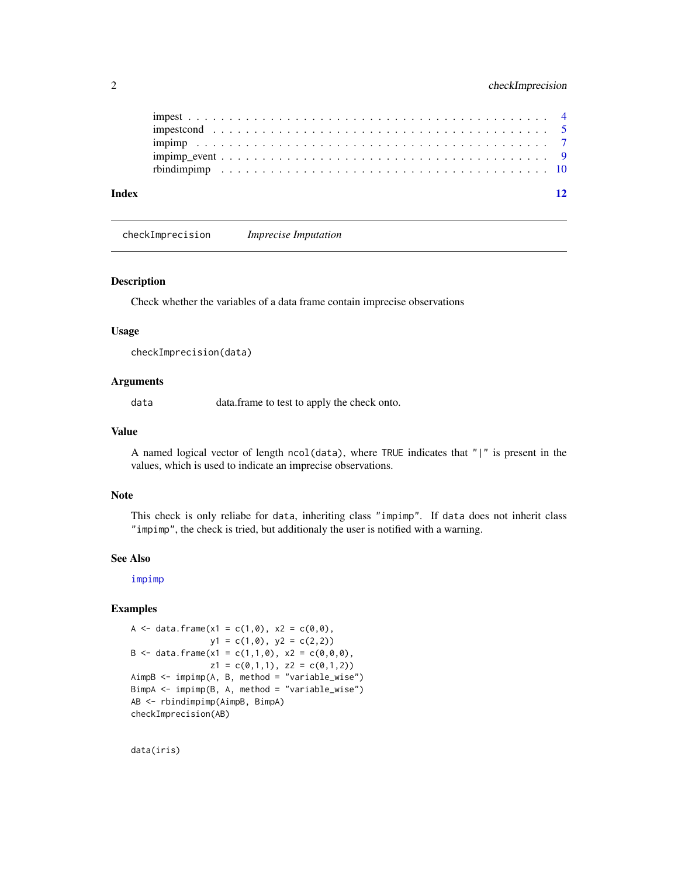| | |
|---|---|
| impest | 4 |
| impestcond | 5 |
| impimp | 7 |
| impimp_event | 9 |
| rbindimpimp | 10 |

**Index** **12**

---

`checkImprecision` *Imprecise Imputation*

---

## Description

Check whether the variables of a data frame contain imprecise observations

## Usage

```
checkImprecision(data)
```

## Arguments

| | |
|---|---|
| `data` | data.frame to test to apply the check onto. |

## Value

A named logical vector of length `ncol(data)`, where `TRUE` indicates that `"|"` is present in the values, which is used to indicate an imprecise observations.

## Note

This check is only reliabe for `data`, inheriting class `"impimp"`. If `data` does not inherit class `"impimp"`, the check is tried, but additionaly the user is notified with a warning.

## See Also

`impimp`

## Examples

```
A <- data.frame(x1 = c(1,0), x2 = c(0,0),
                y1 = c(1,0), y2 = c(2,2))
B <- data.frame(x1 = c(1,1,0), x2 = c(0,0,0),
                z1 = c(0,1,1), z2 = c(0,1,2))
AimpB <- impimp(A, B, method = "variable_wise")
BimpA <- impimp(B, A, method = "variable_wise")
AB <- rbindimpimp(AimpB, BimpA)
checkImprecision(AB)


data(iris)
```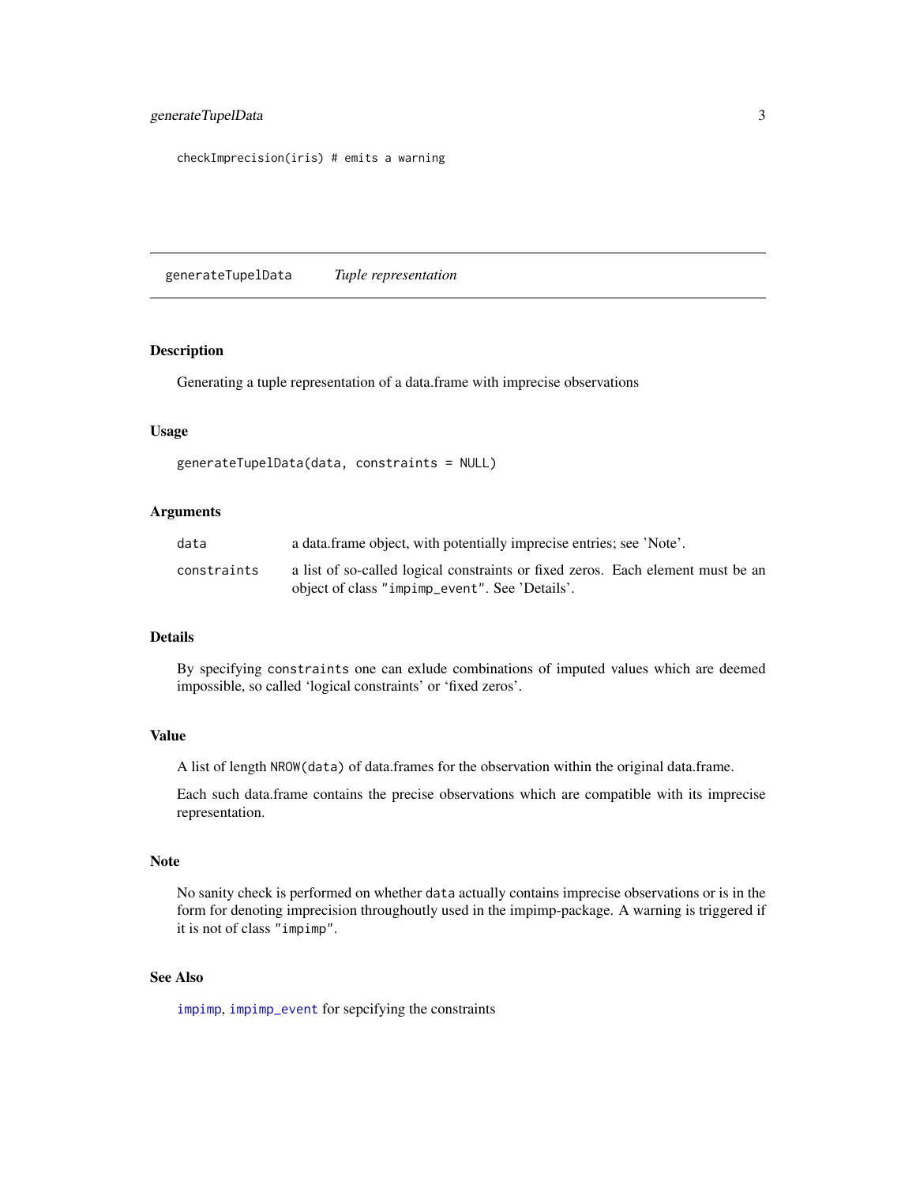```
checkImprecision(iris) # emits a warning
```

---

## generateTupelData *Tuple representation*

### Description

Generating a tuple representation of a data.frame with imprecise observations

### Usage

```
generateTupelData(data, constraints = NULL)
```

### Arguments

| | |
|---|---|
| `data` | a data.frame object, with potentially imprecise entries; see 'Note'. |
| `constraints` | a list of so-called logical constraints or fixed zeros. Each element must be an object of class `"impimp_event"`. See 'Details'. |

### Details

By specifying `constraints` one can exlude combinations of imputed values which are deemed impossible, so called 'logical constraints' or 'fixed zeros'.

### Value

A list of length `NROW(data)` of data.frames for the observation within the original data.frame.

Each such data.frame contains the precise observations which are compatible with its imprecise representation.

### Note

No sanity check is performed on whether `data` actually contains imprecise observations or is in the form for denoting imprecision throughoutly used in the impimp-package. A warning is triggered if it is not of class `"impimp"`.

### See Also

`impimp`, `impimp_event` for sepcifying the constraints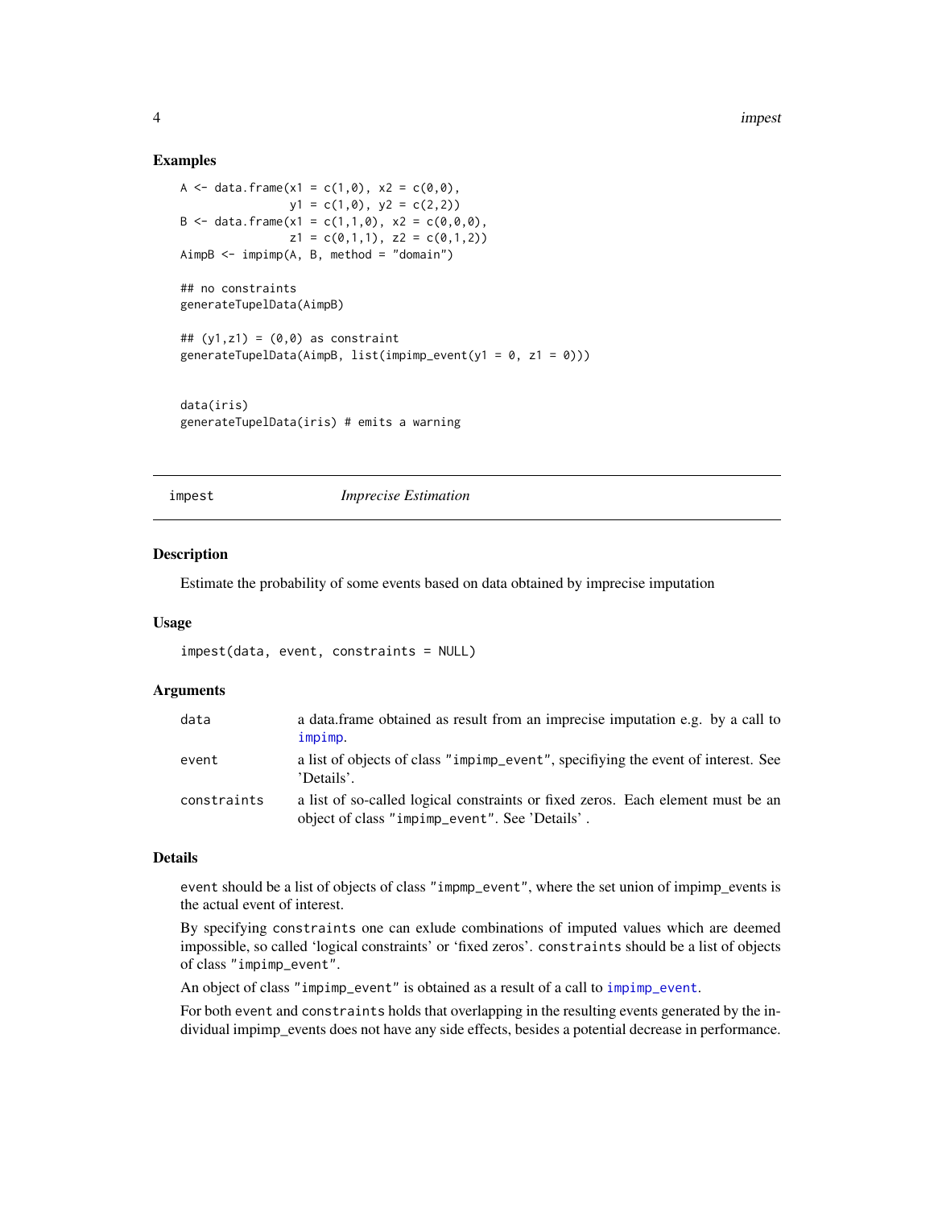## Examples

```
A <- data.frame(x1 = c(1,0), x2 = c(0,0),
                y1 = c(1,0), y2 = c(2,2))
B <- data.frame(x1 = c(1,1,0), x2 = c(0,0,0),
                z1 = c(0,1,1), z2 = c(0,1,2))
AimpB <- impimp(A, B, method = "domain")

## no constraints
generateTupelData(AimpB)

## (y1,z1) = (0,0) as constraint
generateTupelData(AimpB, list(impimp_event(y1 = 0, z1 = 0)))


data(iris)
generateTupelData(iris) # emits a warning
```

---

# impest — *Imprecise Estimation*

---

## Description

Estimate the probability of some events based on data obtained by imprecise imputation

## Usage

```
impest(data, event, constraints = NULL)
```

## Arguments

| | |
|---|---|
| `data` | a data.frame obtained as result from an imprecise imputation e.g. by a call to `impimp`. |
| `event` | a list of objects of class `"impimp_event"`, specifying the event of interest. See 'Details'. |
| `constraints` | a list of so-called logical constraints or fixed zeros. Each element must be an object of class `"impimp_event"`. See 'Details' . |

## Details

`event` should be a list of objects of class `"impmp_event"`, where the set union of impimp_events is the actual event of interest.

By specifying `constraints` one can exlude combinations of imputed values which are deemed impossible, so called 'logical constraints' or 'fixed zeros'. `constraints` should be a list of objects of class `"impimp_event"`.

An object of class `"impimp_event"` is obtained as a result of a call to `impimp_event`.

For both `event` and `constraints` holds that overlapping in the resulting events generated by the individual impimp_events does not have any side effects, besides a potential decrease in performance.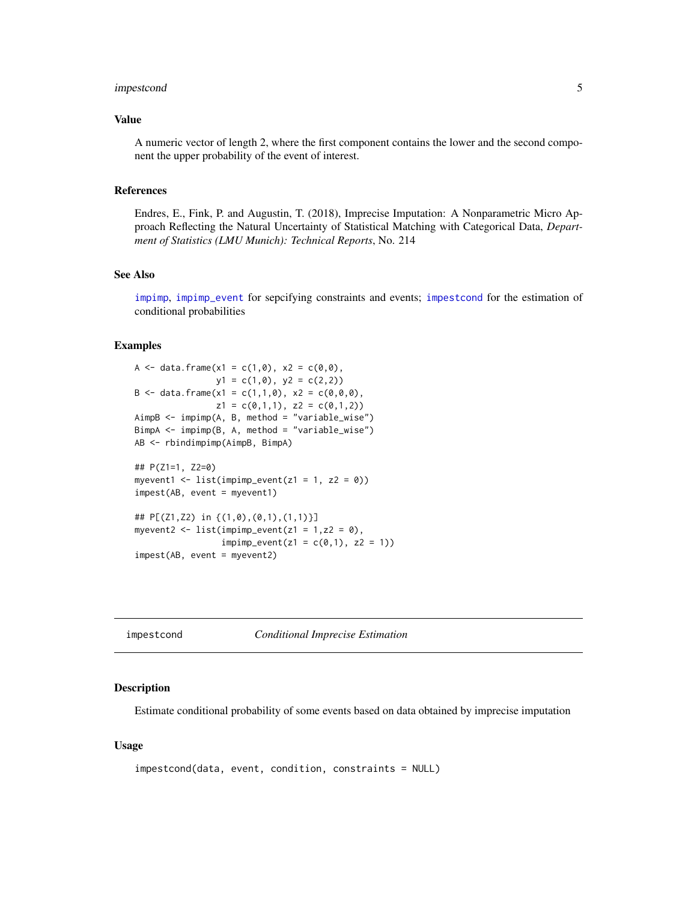### Value

A numeric vector of length 2, where the first component contains the lower and the second component the upper probability of the event of interest.

### References

Endres, E., Fink, P. and Augustin, T. (2018), Imprecise Imputation: A Nonparametric Micro Approach Reflecting the Natural Uncertainty of Statistical Matching with Categorical Data, *Department of Statistics (LMU Munich): Technical Reports*, No. 214

### See Also

`impimp`, `impimp_event` for sepcifying constraints and events; `impestcond` for the estimation of conditional probabilities

### Examples

```
A <- data.frame(x1 = c(1,0), x2 = c(0,0),
                y1 = c(1,0), y2 = c(2,2))
B <- data.frame(x1 = c(1,1,0), x2 = c(0,0,0),
                z1 = c(0,1,1), z2 = c(0,1,2))
AimpB <- impimp(A, B, method = "variable_wise")
BimpA <- impimp(B, A, method = "variable_wise")
AB <- rbindimpimp(AimpB, BimpA)

## P(Z1=1, Z2=0)
myevent1 <- list(impimp_event(z1 = 1, z2 = 0))
impest(AB, event = myevent1)

## P[(Z1,Z2) in {(1,0),(0,1),(1,1)}]
myevent2 <- list(impimp_event(z1 = 1,z2 = 0),
                 impimp_event(z1 = c(0,1), z2 = 1))
impest(AB, event = myevent2)
```

---

## impestcond — *Conditional Imprecise Estimation*

### Description

Estimate conditional probability of some events based on data obtained by imprecise imputation

### Usage

```
impestcond(data, event, condition, constraints = NULL)
```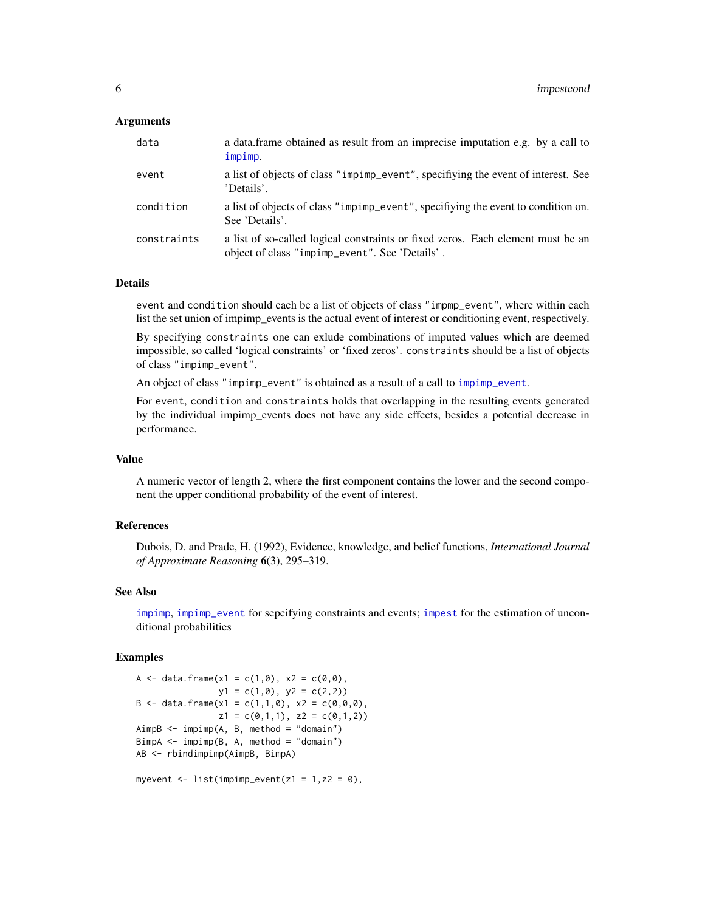### Arguments

| | |
|---|---|
| data | a data.frame obtained as result from an imprecise imputation e.g. by a call to impimp. |
| event | a list of objects of class "impimp_event", specifiying the event of interest. See 'Details'. |
| condition | a list of objects of class "impimp_event", specifiying the event to condition on. See 'Details'. |
| constraints | a list of so-called logical constraints or fixed zeros. Each element must be an object of class "impimp_event". See 'Details' . |

### Details

event and condition should each be a list of objects of class "impmp_event", where within each list the set union of impimp_events is the actual event of interest or conditioning event, respectively.

By specifying constraints one can exlude combinations of imputed values which are deemed impossible, so called 'logical constraints' or 'fixed zeros'. constraints should be a list of objects of class "impimp_event".

An object of class "impimp_event" is obtained as a result of a call to impimp_event.

For event, condition and constraints holds that overlapping in the resulting events generated by the individual impimp_events does not have any side effects, besides a potential decrease in performance.

### Value

A numeric vector of length 2, where the first component contains the lower and the second component the upper conditional probability of the event of interest.

### References

Dubois, D. and Prade, H. (1992), Evidence, knowledge, and belief functions, *International Journal of Approximate Reasoning* **6**(3), 295–319.

### See Also

impimp, impimp_event for sepcifying constraints and events; impest for the estimation of unconditional probabilities

### Examples

```
A <- data.frame(x1 = c(1,0), x2 = c(0,0),
                y1 = c(1,0), y2 = c(2,2))
B <- data.frame(x1 = c(1,1,0), x2 = c(0,0,0),
                z1 = c(0,1,1), z2 = c(0,1,2))
AimpB <- impimp(A, B, method = "domain")
BimpA <- impimp(B, A, method = "domain")
AB <- rbindimpimp(AimpB, BimpA)

myevent <- list(impimp_event(z1 = 1,z2 = 0),
```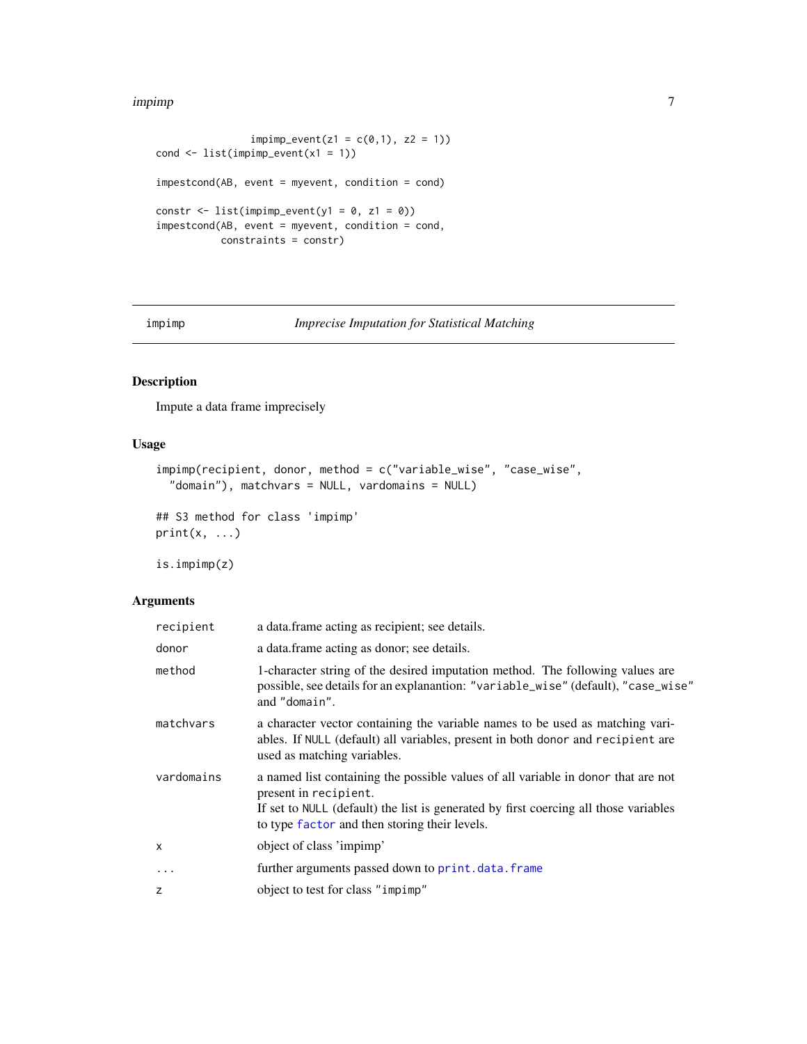```
                impimp_event(z1 = c(0,1), z2 = 1))
cond <- list(impimp_event(x1 = 1))

impestcond(AB, event = myevent, condition = cond)

constr <- list(impimp_event(y1 = 0, z1 = 0))
impestcond(AB, event = myevent, condition = cond,
           constraints = constr)
```

## impimp — *Imprecise Imputation for Statistical Matching*

### Description

Impute a data frame imprecisely

### Usage

```
impimp(recipient, donor, method = c("variable_wise", "case_wise",
  "domain"), matchvars = NULL, vardomains = NULL)

## S3 method for class 'impimp'
print(x, ...)

is.impimp(z)
```

### Arguments

| Argument | Description |
|---|---|
| `recipient` | a data.frame acting as recipient; see details. |
| `donor` | a data.frame acting as donor; see details. |
| `method` | 1-character string of the desired imputation method. The following values are possible, see details for an explanantion: `"variable_wise"` (default), `"case_wise"` and `"domain"`. |
| `matchvars` | a character vector containing the variable names to be used as matching variables. If `NULL` (default) all variables, present in both `donor` and `recipient` are used as matching variables. |
| `vardomains` | a named list containing the possible values of all variable in `donor` that are not present in `recipient`. If set to `NULL` (default) the list is generated by first coercing all those variables to type `factor` and then storing their levels. |
| `x` | object of class 'impimp' |
| `...` | further arguments passed down to `print.data.frame` |
| `z` | object to test for class `"impimp"` |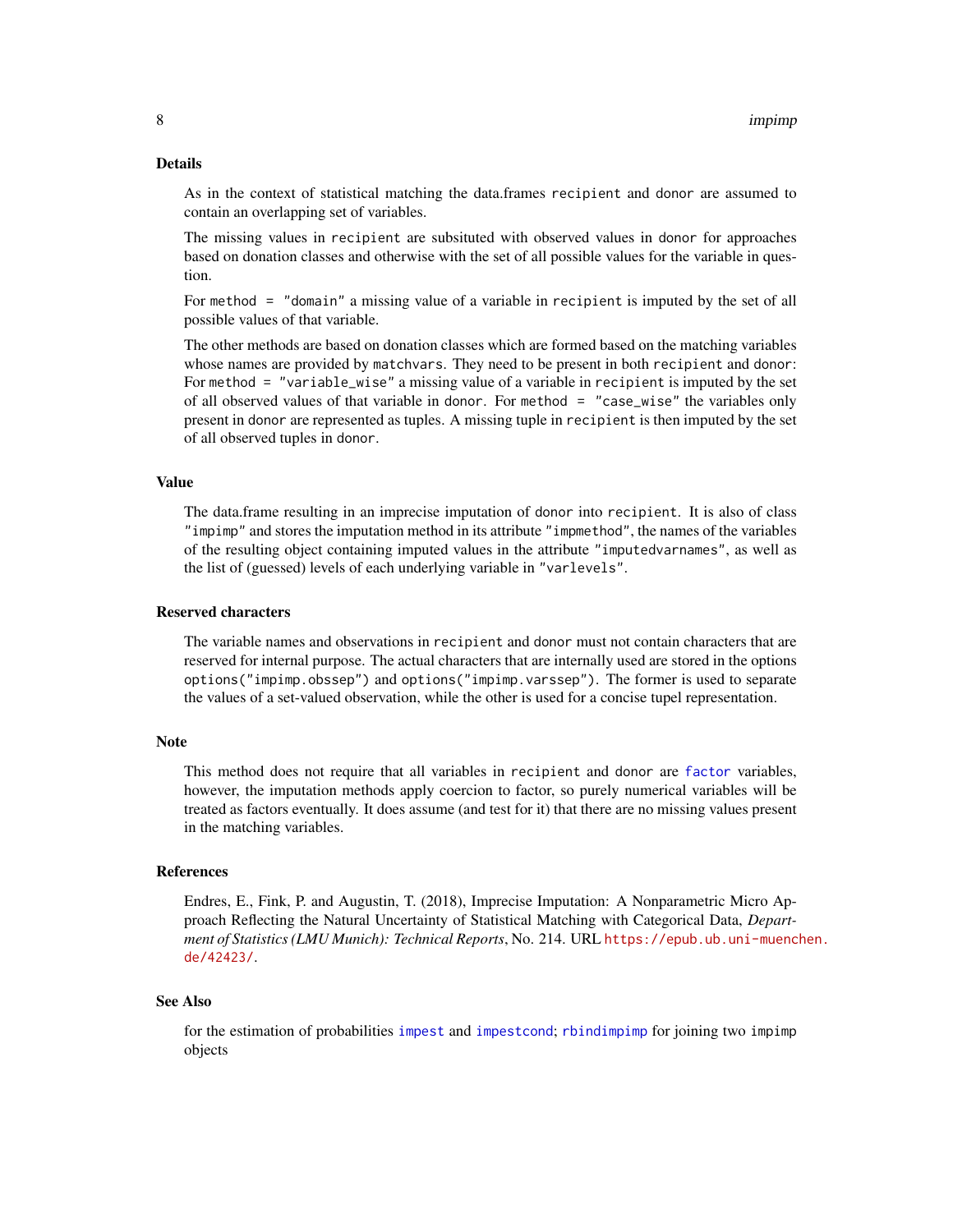## Details

As in the context of statistical matching the data.frames `recipient` and `donor` are assumed to contain an overlapping set of variables.

The missing values in `recipient` are subsituted with observed values in `donor` for approaches based on donation classes and otherwise with the set of all possible values for the variable in question.

For `method = "domain"` a missing value of a variable in `recipient` is imputed by the set of all possible values of that variable.

The other methods are based on donation classes which are formed based on the matching variables whose names are provided by `matchvars`. They need to be present in both `recipient` and `donor`: For `method = "variable_wise"` a missing value of a variable in `recipient` is imputed by the set of all observed values of that variable in `donor`. For `method = "case_wise"` the variables only present in `donor` are represented as tuples. A missing tuple in `recipient` is then imputed by the set of all observed tuples in `donor`.

## Value

The data.frame resulting in an imprecise imputation of `donor` into `recipient`. It is also of class `"impimp"` and stores the imputation method in its attribute `"impmethod"`, the names of the variables of the resulting object containing imputed values in the attribute `"imputedvarnames"`, as well as the list of (guessed) levels of each underlying variable in `"varlevels"`.

## Reserved characters

The variable names and observations in `recipient` and `donor` must not contain characters that are reserved for internal purpose. The actual characters that are internally used are stored in the options `options("impimp.obssep")` and `options("impimp.varssep")`. The former is used to separate the values of a set-valued observation, while the other is used for a concise tupel representation.

## Note

This method does not require that all variables in `recipient` and `donor` are `factor` variables, however, the imputation methods apply coercion to factor, so purely numerical variables will be treated as factors eventually. It does assume (and test for it) that there are no missing values present in the matching variables.

## References

Endres, E., Fink, P. and Augustin, T. (2018), Imprecise Imputation: A Nonparametric Micro Approach Reflecting the Natural Uncertainty of Statistical Matching with Categorical Data, *Department of Statistics (LMU Munich): Technical Reports*, No. 214. URL `https://epub.ub.uni-muenchen.de/42423/`.

## See Also

for the estimation of probabilities `impest` and `impestcond`; `rbindimpimp` for joining two `impimp` objects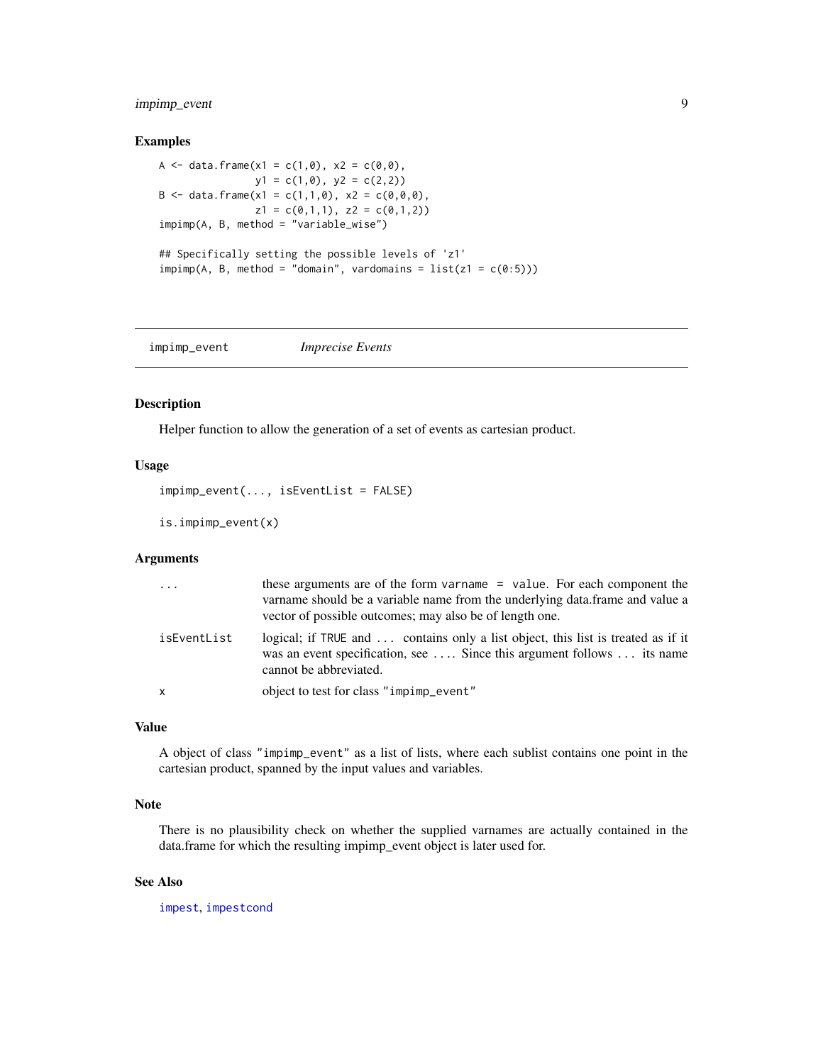### Examples

```
A <- data.frame(x1 = c(1,0), x2 = c(0,0),
                y1 = c(1,0), y2 = c(2,2))
B <- data.frame(x1 = c(1,1,0), x2 = c(0,0,0),
                z1 = c(0,1,1), z2 = c(0,1,2))
impimp(A, B, method = "variable_wise")

## Specifically setting the possible levels of 'z1'
impimp(A, B, method = "domain", vardomains = list(z1 = c(0:5)))
```

---

## impimp_event — *Imprecise Events*

### Description

Helper function to allow the generation of a set of events as cartesian product.

### Usage

```
impimp_event(..., isEventList = FALSE)

is.impimp_event(x)
```

### Arguments

| | |
|---|---|
| `...` | these arguments are of the form `varname = value`. For each component the varname should be a variable name from the underlying data.frame and value a vector of possible outcomes; may also be of length one. |
| `isEventList` | logical; if `TRUE` and `...` contains only a list object, this list is treated as if it was an event specification, see `...`. Since this argument follows `...` its name cannot be abbreviated. |
| `x` | object to test for class `"impimp_event"` |

### Value

A object of class `"impimp_event"` as a list of lists, where each sublist contains one point in the cartesian product, spanned by the input values and variables.

### Note

There is no plausibility check on whether the supplied varnames are actually contained in the data.frame for which the resulting impimp_event object is later used for.

### See Also

`impest`, `impestcond`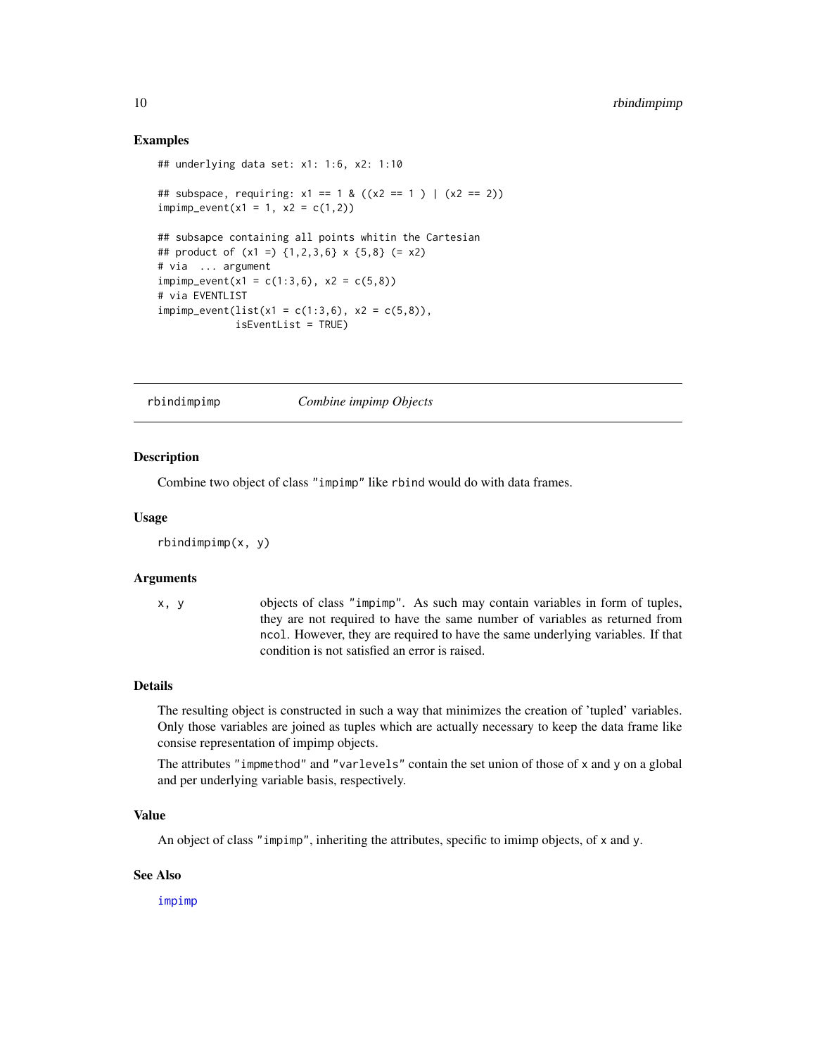## Examples

```
## underlying data set: x1: 1:6, x2: 1:10

## subspace, requiring: x1 == 1 & ((x2 == 1 ) | (x2 == 2))
impimp_event(x1 = 1, x2 = c(1,2))

## subsapce containing all points whitin the Cartesian
## product of (x1 =) {1,2,3,6} x {5,8} (= x2)
# via  ... argument
impimp_event(x1 = c(1:3,6), x2 = c(5,8))
# via EVENTLIST
impimp_event(list(x1 = c(1:3,6), x2 = c(5,8)),
             isEventList = TRUE)
```

---

# rbindimpimp *Combine impimp Objects*

---

## Description

Combine two object of class "impimp" like rbind would do with data frames.

## Usage

```
rbindimpimp(x, y)
```

## Arguments

| | |
|---|---|
| x, y | objects of class "impimp". As such may contain variables in form of tuples, they are not required to have the same number of variables as returned from ncol. However, they are required to have the same underlying variables. If that condition is not satisfied an error is raised. |

## Details

The resulting object is constructed in such a way that minimizes the creation of 'tupled' variables. Only those variables are joined as tuples which are actually necessary to keep the data frame like consise representation of impimp objects.

The attributes "impmethod" and "varlevels" contain the set union of those of x and y on a global and per underlying variable basis, respectively.

## Value

An object of class "impimp", inheriting the attributes, specific to imimp objects, of x and y.

## See Also

impimp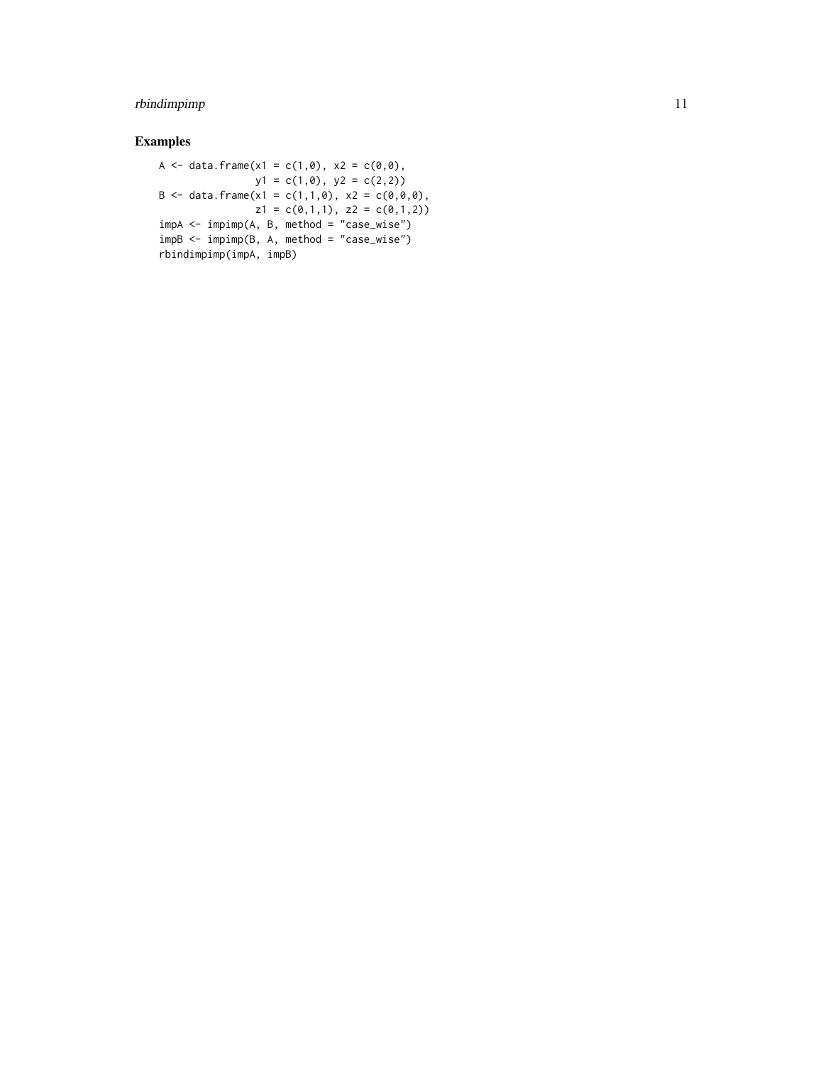## Examples

```
A <- data.frame(x1 = c(1,0), x2 = c(0,0),
                y1 = c(1,0), y2 = c(2,2))
B <- data.frame(x1 = c(1,1,0), x2 = c(0,0,0),
                z1 = c(0,1,1), z2 = c(0,1,2))
impA <- impimp(A, B, method = "case_wise")
impB <- impimp(B, A, method = "case_wise")
rbindimpimp(impA, impB)
```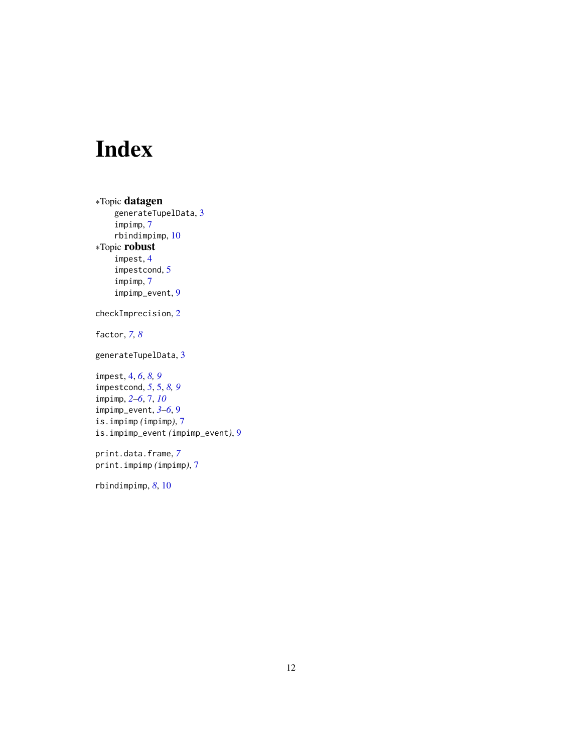# Index

*Topic **datagen**
  generateTupelData, 3
  impimp, 7
  rbindimpimp, 10

*Topic **robust**
  impest, 4
  impestcond, 5
  impimp, 7
  impimp_event, 9

checkImprecision, 2

factor, *7, 8*

generateTupelData, 3

impest, 4, *6*, *8, 9*
impestcond, *5*, 5, *8, 9*
impimp, *2–6*, 7, *10*
impimp_event, *3–6*, 9
is.impimp (impimp), 7
is.impimp_event (impimp_event), 9

print.data.frame, *7*
print.impimp (impimp), 7

rbindimpimp, *8*, 10